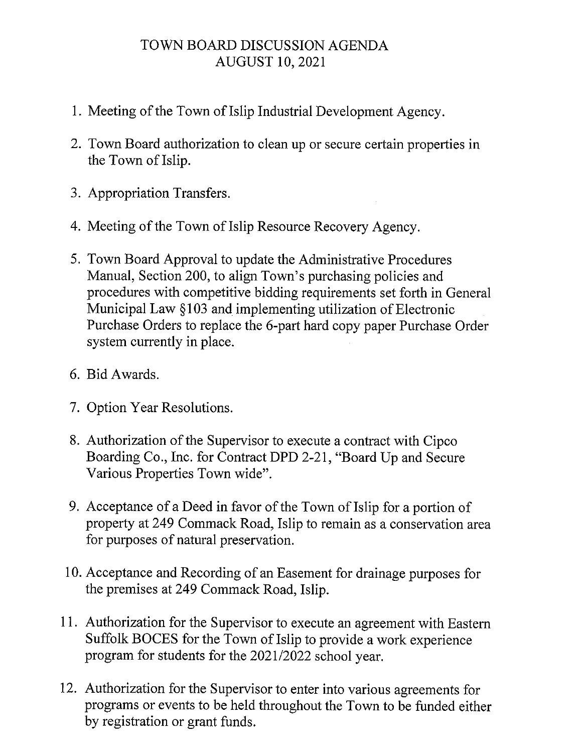# TOWN BOARD DISCUSSION AGENDA
## AUGUST 10, 2021

1. Meeting of the Town of Islip Industrial Development Agency.
2. Town Board authorization to clean up or secure certain properties in the Town of Islip.
3. Appropriation Transfers.
4. Meeting of the Town of Islip Resource Recovery Agency.
5. Town Board Approval to update the Administrative Procedures Manual, Section 200, to align Town's purchasing policies and procedures with competitive bidding requirements set forth in General Municipal Law §103 and implementing utilization of Electronic Purchase Orders to replace the 6-part hard copy paper Purchase Order system currently in place.
6. Bid Awards.
7. Option Year Resolutions.
8. Authorization of the Supervisor to execute a contract with Cipco Boarding Co., Inc. for Contract DPD 2-21, "Board Up and Secure Various Properties Town wide".
9. Acceptance of a Deed in favor of the Town of Islip for a portion of property at 249 Commack Road, Islip to remain as a conservation area for purposes of natural preservation.
10. Acceptance and Recording of an Easement for drainage purposes for the premises at 249 Commack Road, Islip.
11. Authorization for the Supervisor to execute an agreement with Eastern Suffolk BOCES for the Town of Islip to provide a work experience program for students for the 2021/2022 school year.
12. Authorization for the Supervisor to enter into various agreements for programs or events to be held throughout the Town to be funded either by registration or grant funds.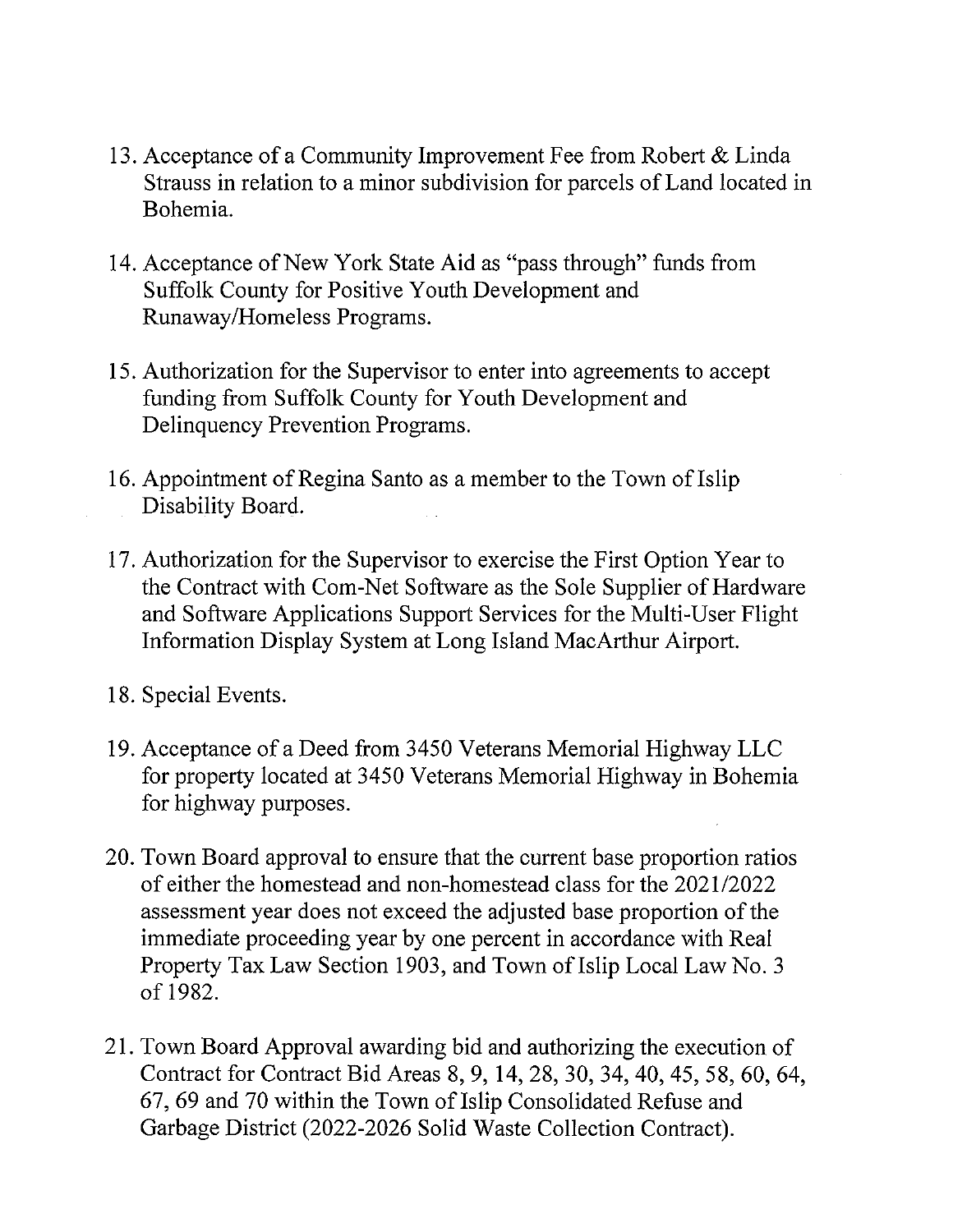13. Acceptance of a Community Improvement Fee from Robert & Linda Strauss in relation to a minor subdivision for parcels of Land located in Bohemia.

14. Acceptance of New York State Aid as "pass through" funds from Suffolk County for Positive Youth Development and Runaway/Homeless Programs.

15. Authorization for the Supervisor to enter into agreements to accept funding from Suffolk County for Youth Development and Delinquency Prevention Programs.

16. Appointment of Regina Santo as a member to the Town of Islip Disability Board.

17. Authorization for the Supervisor to exercise the First Option Year to the Contract with Com-Net Software as the Sole Supplier of Hardware and Software Applications Support Services for the Multi-User Flight Information Display System at Long Island MacArthur Airport.

18. Special Events.

19. Acceptance of a Deed from 3450 Veterans Memorial Highway LLC for property located at 3450 Veterans Memorial Highway in Bohemia for highway purposes.

20. Town Board approval to ensure that the current base proportion ratios of either the homestead and non-homestead class for the 2021/2022 assessment year does not exceed the adjusted base proportion of the immediate proceeding year by one percent in accordance with Real Property Tax Law Section 1903, and Town of Islip Local Law No. 3 of 1982.

21. Town Board Approval awarding bid and authorizing the execution of Contract for Contract Bid Areas 8, 9, 14, 28, 30, 34, 40, 45, 58, 60, 64, 67, 69 and 70 within the Town of Islip Consolidated Refuse and Garbage District (2022-2026 Solid Waste Collection Contract).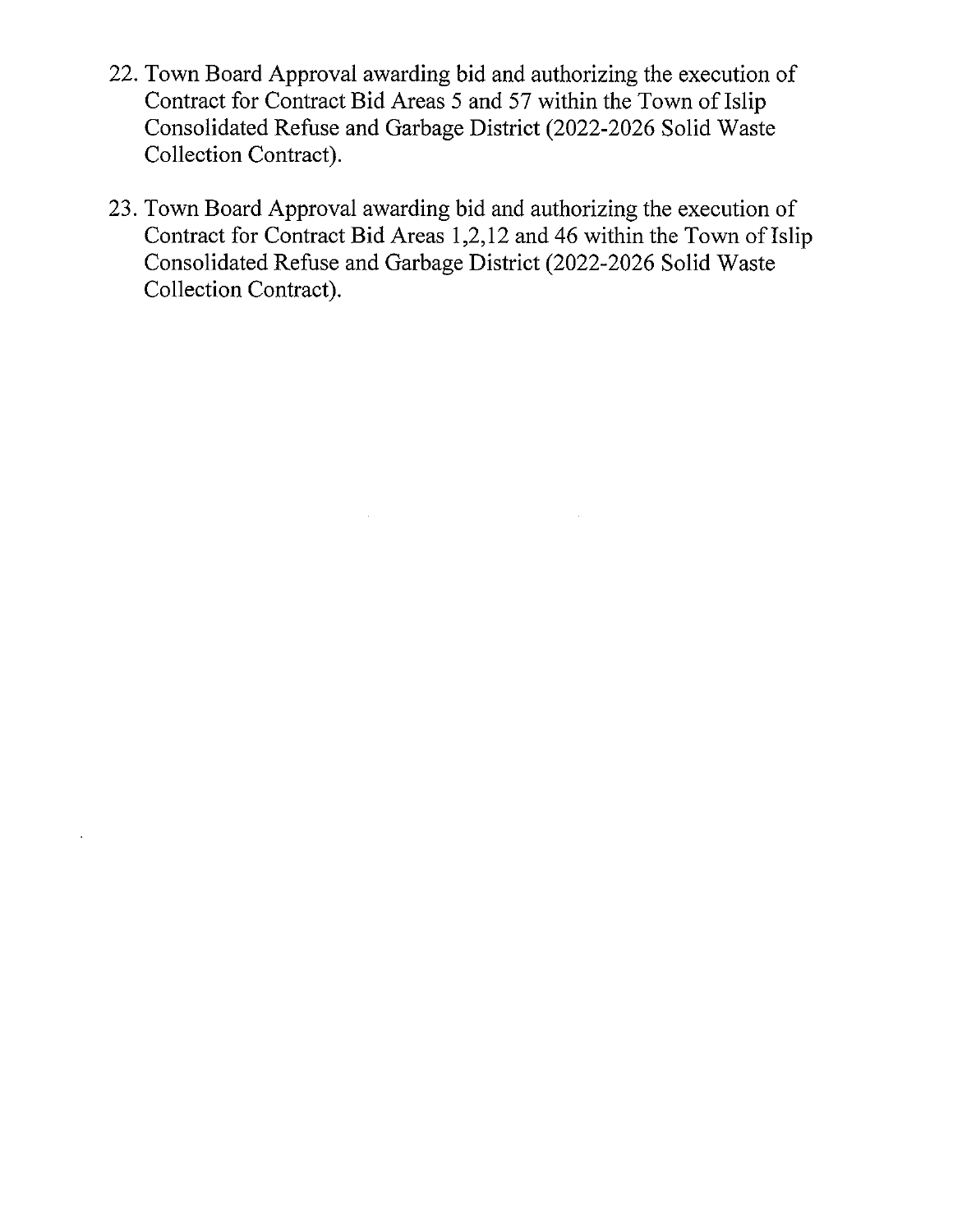22. Town Board Approval awarding bid and authorizing the execution of Contract for Contract Bid Areas 5 and 57 within the Town of Islip Consolidated Refuse and Garbage District (2022-2026 Solid Waste Collection Contract).

23. Town Board Approval awarding bid and authorizing the execution of Contract for Contract Bid Areas 1,2,12 and 46 within the Town of Islip Consolidated Refuse and Garbage District (2022-2026 Solid Waste Collection Contract).